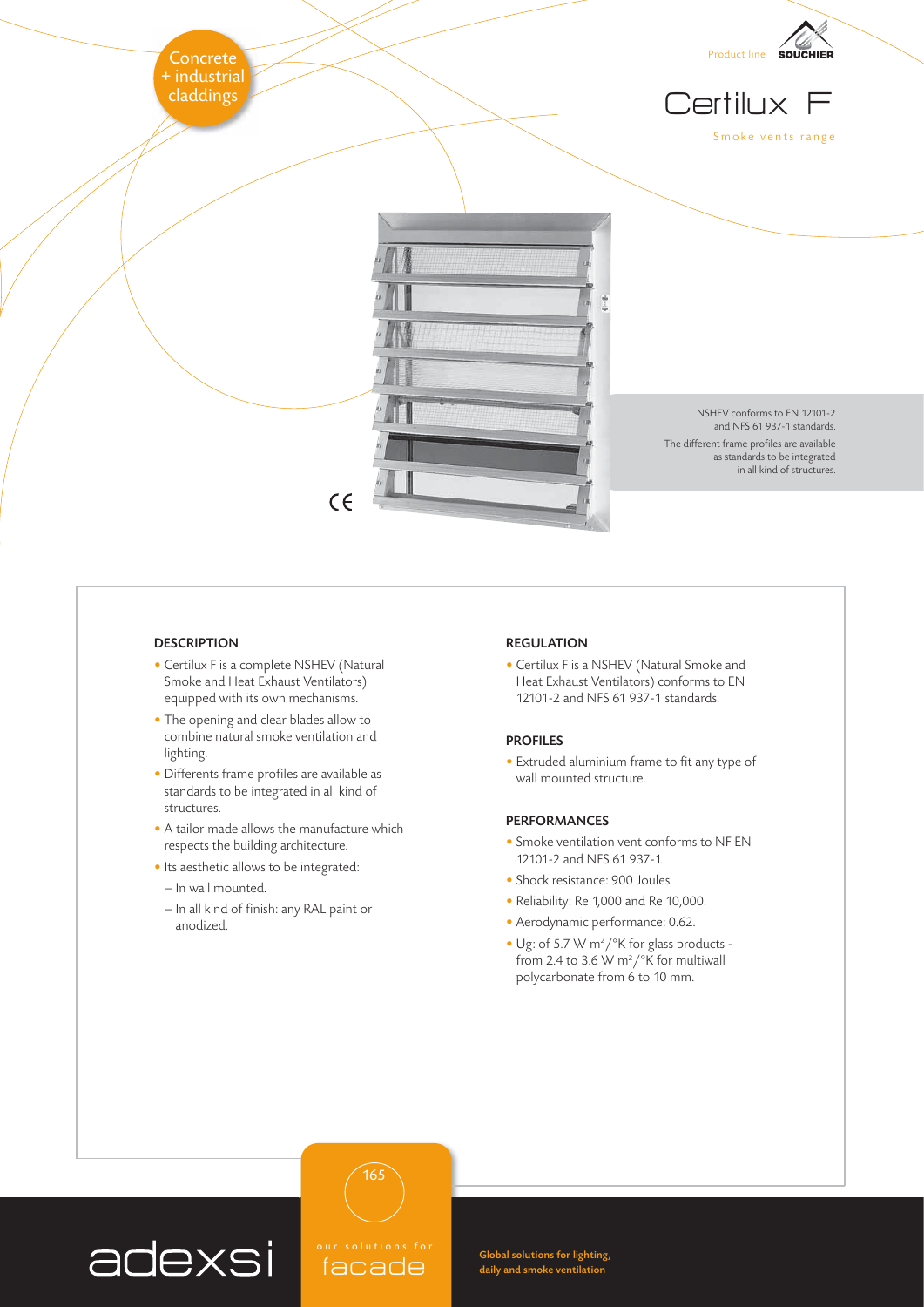Concrete + industrial claddings

Product line SOUCHIER

# Certilux F

Smoke vents range

NSHEV conforms to EN 12101-2 and NFS 61 937-1 standards.

The different frame profiles are available as standards to be integrated in all kind of structures.

CE

## DESCRIPTION

- Certilux F is a complete NSHEV (Natural Smoke and Heat Exhaust Ventilators) equipped with its own mechanisms.
- The opening and clear blades allow to combine natural smoke ventilation and lighting.
- Differents frame profiles are available as standards to be integrated in all kind of structures.
- A tailor made allows the manufacture which respects the building architecture.
- Its aesthetic allows to be integrated:
  - In wall mounted.
  - In all kind of finish: any RAL paint or anodized.

## REGULATION

- Certilux F is a NSHEV (Natural Smoke and Heat Exhaust Ventilators) conforms to EN 12101-2 and NFS 61 937-1 standards.

## PROFILES

- Extruded aluminium frame to fit any type of wall mounted structure.

## PERFORMANCES

- Smoke ventilation vent conforms to NF EN 12101-2 and NFS 61 937-1.
- Shock resistance: 900 Joules.
- Reliability: Re 1,000 and Re 10,000.
- Aerodynamic performance: 0.62.
- Ug: of 5.7 W $m^2$/°K for glass products - from 2.4 to 3.6 W $m^2$/°K for multiwall polycarbonate from 6 to 10 mm.

adexsi

our solutions for facade

Global solutions for lighting, daily and smoke ventilation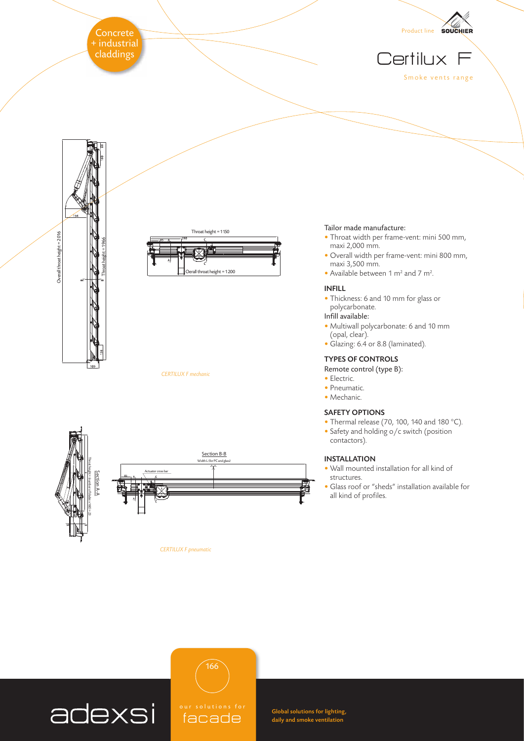Concrete + industrial claddings

Product line SOUCHIER

# Certilux F

Smoke vents range

Overall throat height = 2016

Throat height = 1966

Throat height = 1150

Oerall throat height = 1200

*CERTILUX F mechanic*

Section A-A

Section B-B

Width L (for PC and glass)

Actuator cross bar

*CERTILUX F pneumatic*

Tailor made manufacture:

- Throat width per frame-vent: mini 500 mm, maxi 2,000 mm.
- Overall width per frame-vent: mini 800 mm, maxi 3,500 mm.
- Available between 1 m² and 7 m².

### INFILL

- Thickness: 6 and 10 mm for glass or polycarbonate.

Infill available:

- Multiwall polycarbonate: 6 and 10 mm (opal, clear).
- Glazing: 6.4 or 8.8 (laminated).

### TYPES OF CONTROLS

Remote control (type B):

- Electric.
- Pneumatic.
- Mechanic.

### SAFETY OPTIONS

- Thermal release (70, 100, 140 and 180 °C).
- Safety and holding o/c switch (position contactors).

### INSTALLATION

- Wall mounted installation for all kind of structures.
- Glass roof or "sheds" installation available for all kind of profiles.

adexsi

our solutions for facade

Global solutions for lighting, daily and smoke ventilation